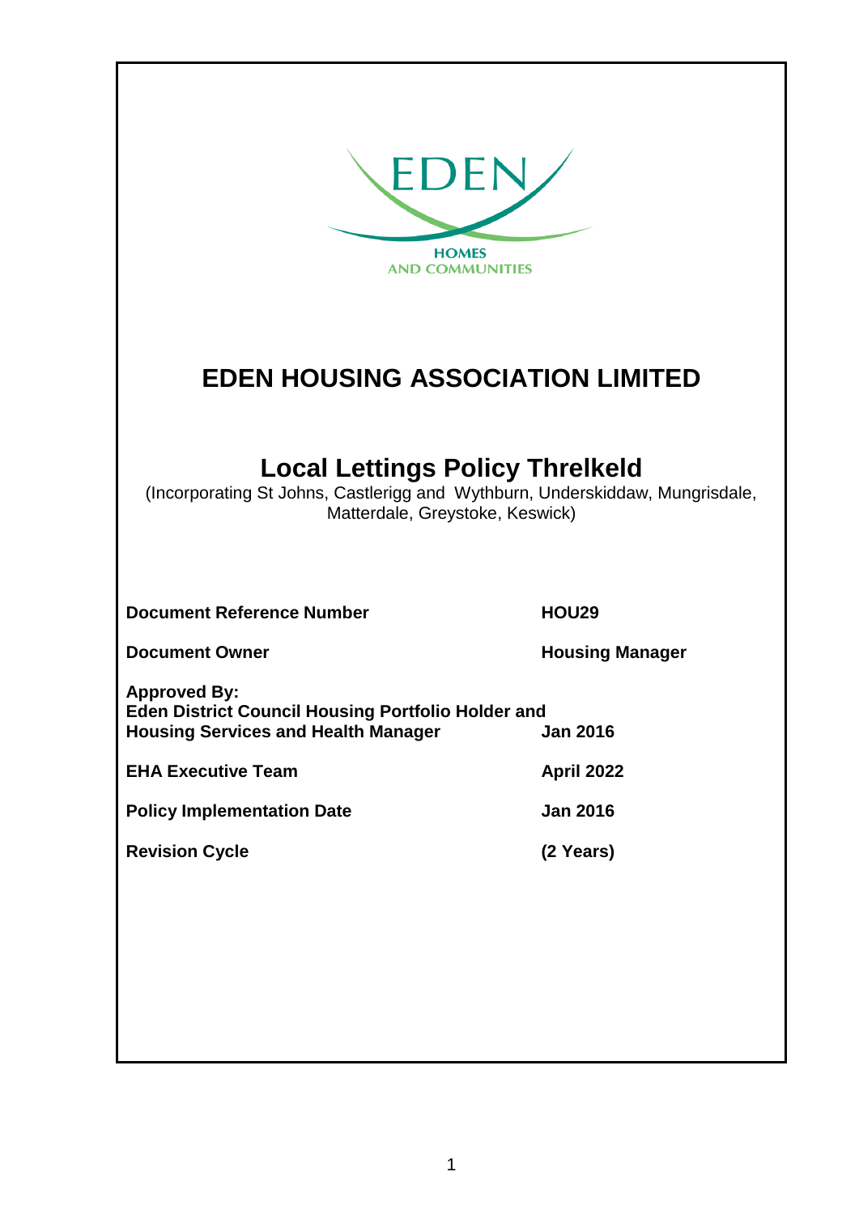EDEN

HOMES
AND COMMUNITIES

# EDEN HOUSING ASSOCIATION LIMITED

## Local Lettings Policy Threlkeld

(Incorporating St Johns, Castlerigg and Wythburn, Underskiddaw, Mungrisdale, Matterdale, Greystoke, Keswick)

| | |
|---|---|
| **Document Reference Number** | **HOU29** |
| **Document Owner** | **Housing Manager** |
| **Approved By:** **Eden District Council Housing Portfolio Holder and Housing Services and Health Manager** | **Jan 2016** |
| **EHA Executive Team** | **April 2022** |
| **Policy Implementation Date** | **Jan 2016** |
| **Revision Cycle** | **(2 Years)** |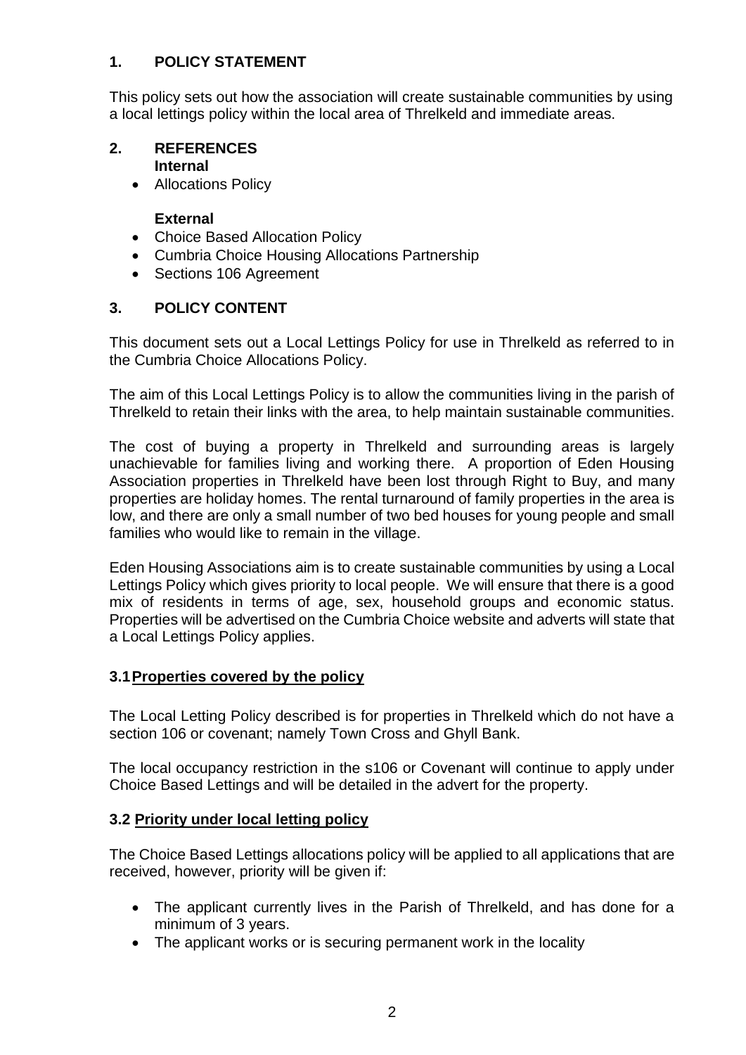## 1. POLICY STATEMENT

This policy sets out how the association will create sustainable communities by using a local lettings policy within the local area of Threlkeld and immediate areas.

## 2. REFERENCES

**Internal**

- Allocations Policy

**External**

- Choice Based Allocation Policy
- Cumbria Choice Housing Allocations Partnership
- Sections 106 Agreement

## 3. POLICY CONTENT

This document sets out a Local Lettings Policy for use in Threlkeld as referred to in the Cumbria Choice Allocations Policy.

The aim of this Local Lettings Policy is to allow the communities living in the parish of Threlkeld to retain their links with the area, to help maintain sustainable communities.

The cost of buying a property in Threlkeld and surrounding areas is largely unachievable for families living and working there. A proportion of Eden Housing Association properties in Threlkeld have been lost through Right to Buy, and many properties are holiday homes. The rental turnaround of family properties in the area is low, and there are only a small number of two bed houses for young people and small families who would like to remain in the village.

Eden Housing Associations aim is to create sustainable communities by using a Local Lettings Policy which gives priority to local people. We will ensure that there is a good mix of residents in terms of age, sex, household groups and economic status. Properties will be advertised on the Cumbria Choice website and adverts will state that a Local Lettings Policy applies.

### 3.1 <u>Properties covered by the policy</u>

The Local Letting Policy described is for properties in Threlkeld which do not have a section 106 or covenant; namely Town Cross and Ghyll Bank.

The local occupancy restriction in the s106 or Covenant will continue to apply under Choice Based Lettings and will be detailed in the advert for the property.

### 3.2 <u>Priority under local letting policy</u>

The Choice Based Lettings allocations policy will be applied to all applications that are received, however, priority will be given if:

- The applicant currently lives in the Parish of Threlkeld, and has done for a minimum of 3 years.
- The applicant works or is securing permanent work in the locality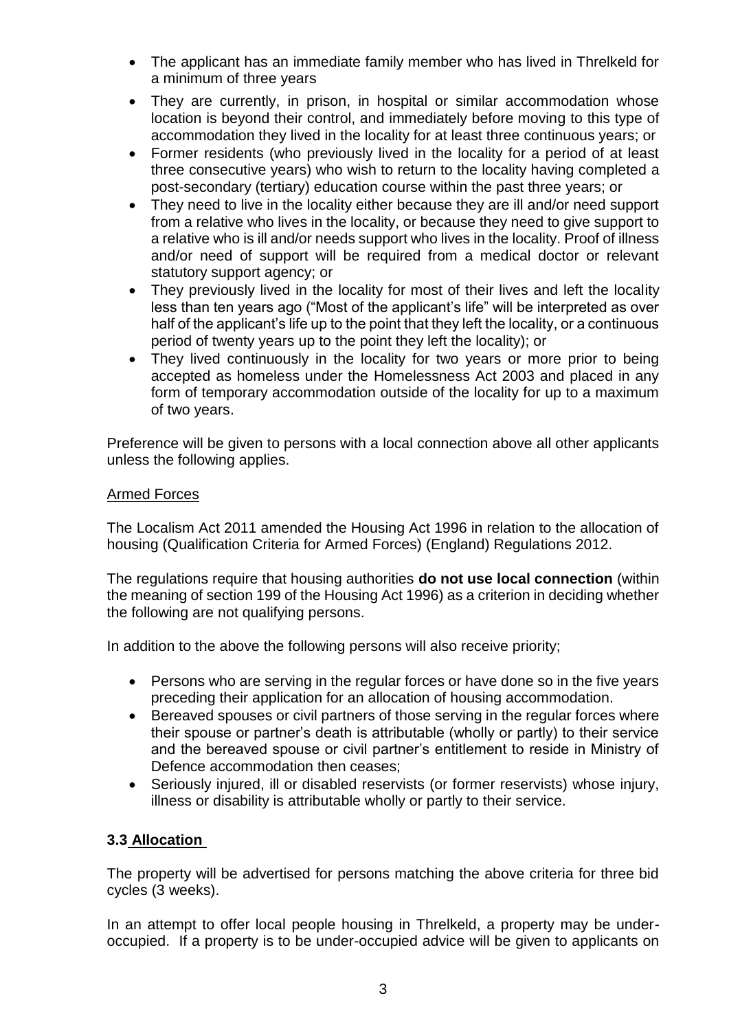- The applicant has an immediate family member who has lived in Threlkeld for a minimum of three years
- They are currently, in prison, in hospital or similar accommodation whose location is beyond their control, and immediately before moving to this type of accommodation they lived in the locality for at least three continuous years; or
- Former residents (who previously lived in the locality for a period of at least three consecutive years) who wish to return to the locality having completed a post-secondary (tertiary) education course within the past three years; or
- They need to live in the locality either because they are ill and/or need support from a relative who lives in the locality, or because they need to give support to a relative who is ill and/or needs support who lives in the locality. Proof of illness and/or need of support will be required from a medical doctor or relevant statutory support agency; or
- They previously lived in the locality for most of their lives and left the locality less than ten years ago ("Most of the applicant's life" will be interpreted as over half of the applicant's life up to the point that they left the locality, or a continuous period of twenty years up to the point they left the locality); or
- They lived continuously in the locality for two years or more prior to being accepted as homeless under the Homelessness Act 2003 and placed in any form of temporary accommodation outside of the locality for up to a maximum of two years.

Preference will be given to persons with a local connection above all other applicants unless the following applies.

Armed Forces

The Localism Act 2011 amended the Housing Act 1996 in relation to the allocation of housing (Qualification Criteria for Armed Forces) (England) Regulations 2012.

The regulations require that housing authorities **do not use local connection** (within the meaning of section 199 of the Housing Act 1996) as a criterion in deciding whether the following are not qualifying persons.

In addition to the above the following persons will also receive priority;

- Persons who are serving in the regular forces or have done so in the five years preceding their application for an allocation of housing accommodation.
- Bereaved spouses or civil partners of those serving in the regular forces where their spouse or partner's death is attributable (wholly or partly) to their service and the bereaved spouse or civil partner's entitlement to reside in Ministry of Defence accommodation then ceases;
- Seriously injured, ill or disabled reservists (or former reservists) whose injury, illness or disability is attributable wholly or partly to their service.

### 3.3 Allocation

The property will be advertised for persons matching the above criteria for three bid cycles (3 weeks).

In an attempt to offer local people housing in Threlkeld, a property may be under-occupied. If a property is to be under-occupied advice will be given to applicants on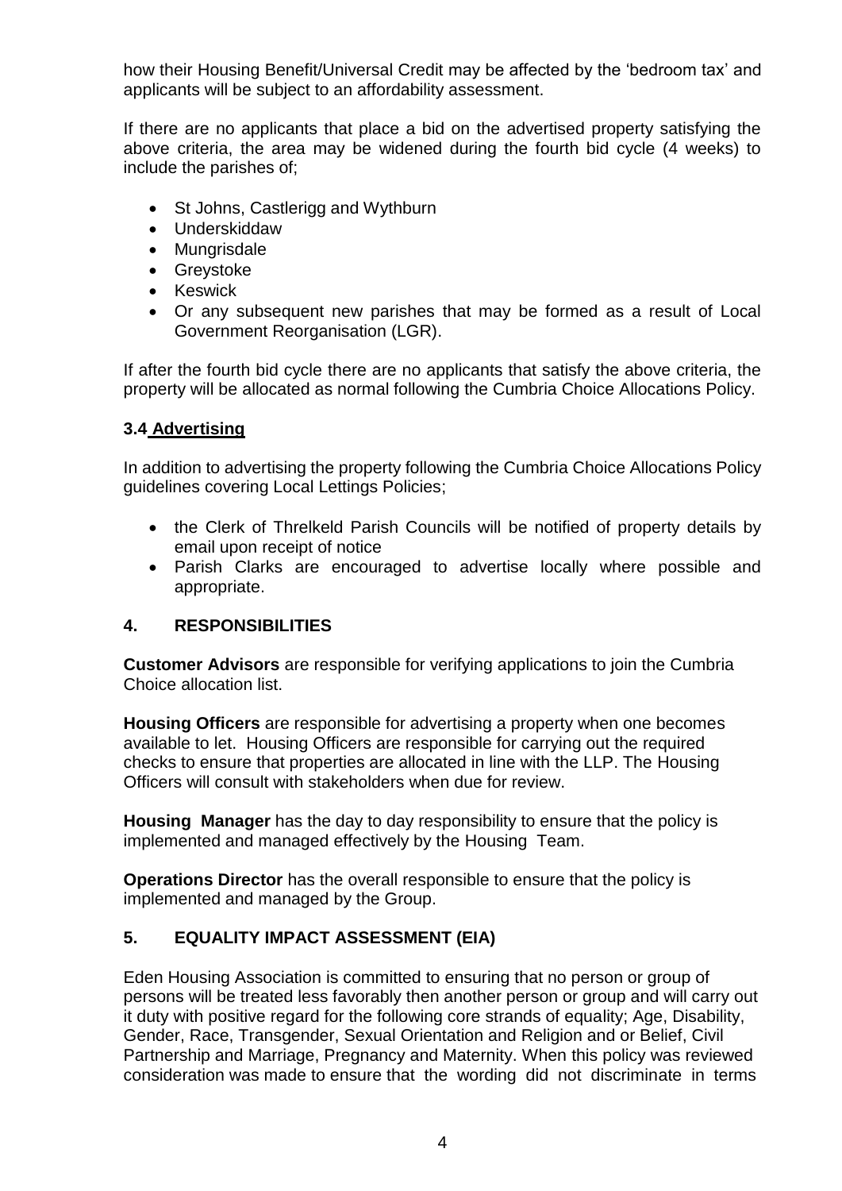how their Housing Benefit/Universal Credit may be affected by the 'bedroom tax' and applicants will be subject to an affordability assessment.

If there are no applicants that place a bid on the advertised property satisfying the above criteria, the area may be widened during the fourth bid cycle (4 weeks) to include the parishes of;

- St Johns, Castlerigg and Wythburn
- Underskiddaw
- Mungrisdale
- Greystoke
- Keswick
- Or any subsequent new parishes that may be formed as a result of Local Government Reorganisation (LGR).

If after the fourth bid cycle there are no applicants that satisfy the above criteria, the property will be allocated as normal following the Cumbria Choice Allocations Policy.

### 3.4 Advertising

In addition to advertising the property following the Cumbria Choice Allocations Policy guidelines covering Local Lettings Policies;

- the Clerk of Threlkeld Parish Councils will be notified of property details by email upon receipt of notice
- Parish Clarks are encouraged to advertise locally where possible and appropriate.

## 4. RESPONSIBILITIES

**Customer Advisors** are responsible for verifying applications to join the Cumbria Choice allocation list.

**Housing Officers** are responsible for advertising a property when one becomes available to let. Housing Officers are responsible for carrying out the required checks to ensure that properties are allocated in line with the LLP. The Housing Officers will consult with stakeholders when due for review.

**Housing Manager** has the day to day responsibility to ensure that the policy is implemented and managed effectively by the Housing Team.

**Operations Director** has the overall responsible to ensure that the policy is implemented and managed by the Group.

## 5. EQUALITY IMPACT ASSESSMENT (EIA)

Eden Housing Association is committed to ensuring that no person or group of persons will be treated less favorably then another person or group and will carry out it duty with positive regard for the following core strands of equality; Age, Disability, Gender, Race, Transgender, Sexual Orientation and Religion and or Belief, Civil Partnership and Marriage, Pregnancy and Maternity. When this policy was reviewed consideration was made to ensure that the wording did not discriminate in terms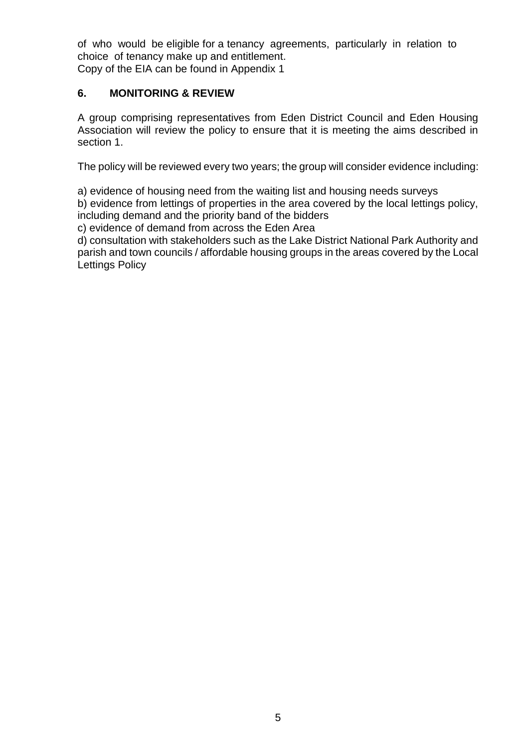of who would be eligible for a tenancy agreements, particularly in relation to choice of tenancy make up and entitlement.
Copy of the EIA can be found in Appendix 1

## 6. MONITORING & REVIEW

A group comprising representatives from Eden District Council and Eden Housing Association will review the policy to ensure that it is meeting the aims described in section 1.

The policy will be reviewed every two years; the group will consider evidence including:

a) evidence of housing need from the waiting list and housing needs surveys
b) evidence from lettings of properties in the area covered by the local lettings policy, including demand and the priority band of the bidders
c) evidence of demand from across the Eden Area
d) consultation with stakeholders such as the Lake District National Park Authority and parish and town councils / affordable housing groups in the areas covered by the Local Lettings Policy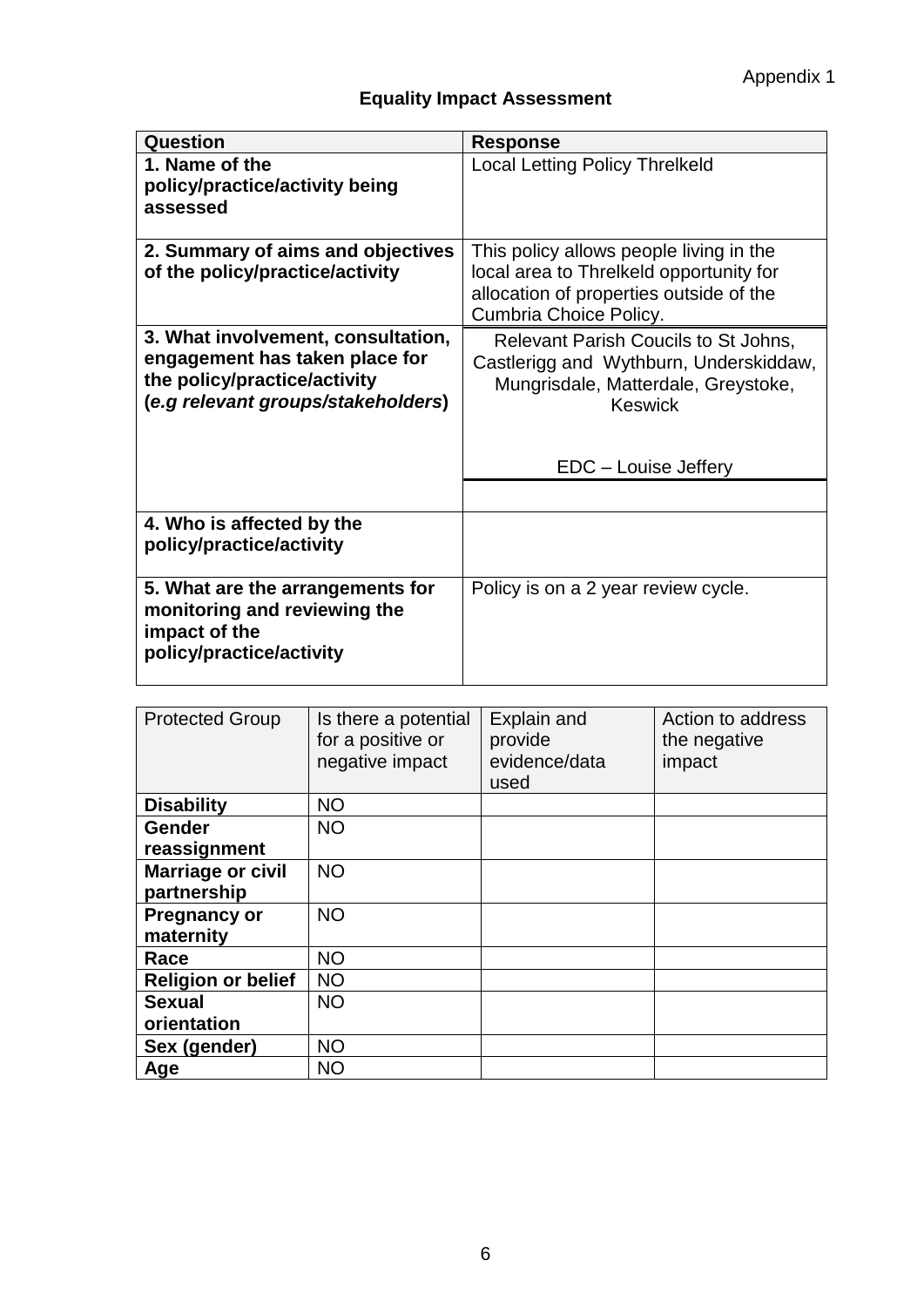Appendix 1

## Equality Impact Assessment

| Question | Response |
|---|---|
| **1. Name of the policy/practice/activity being assessed** | Local Letting Policy Threlkeld |
| **2. Summary of aims and objectives of the policy/practice/activity** | This policy allows people living in the local area to Threlkeld opportunity for allocation of properties outside of the Cumbria Choice Policy. |
| **3. What involvement, consultation, engagement has taken place for the policy/practice/activity (*e.g relevant groups/stakeholders*)** | Relevant Parish Coucils to St Johns, Castlerigg and Wythburn, Underskiddaw, Mungrisdale, Matterdale, Greystoke, Keswick<br><br>EDC – Louise Jeffery |
| **4. Who is affected by the policy/practice/activity** | |
| **5. What are the arrangements for monitoring and reviewing the impact of the policy/practice/activity** | Policy is on a 2 year review cycle. |

| Protected Group | Is there a potential for a positive or negative impact | Explain and provide evidence/data used | Action to address the negative impact |
|---|---|---|---|
| **Disability** | NO | | |
| **Gender reassignment** | NO | | |
| **Marriage or civil partnership** | NO | | |
| **Pregnancy or maternity** | NO | | |
| **Race** | NO | | |
| **Religion or belief** | NO | | |
| **Sexual orientation** | NO | | |
| **Sex (gender)** | NO | | |
| **Age** | NO | | |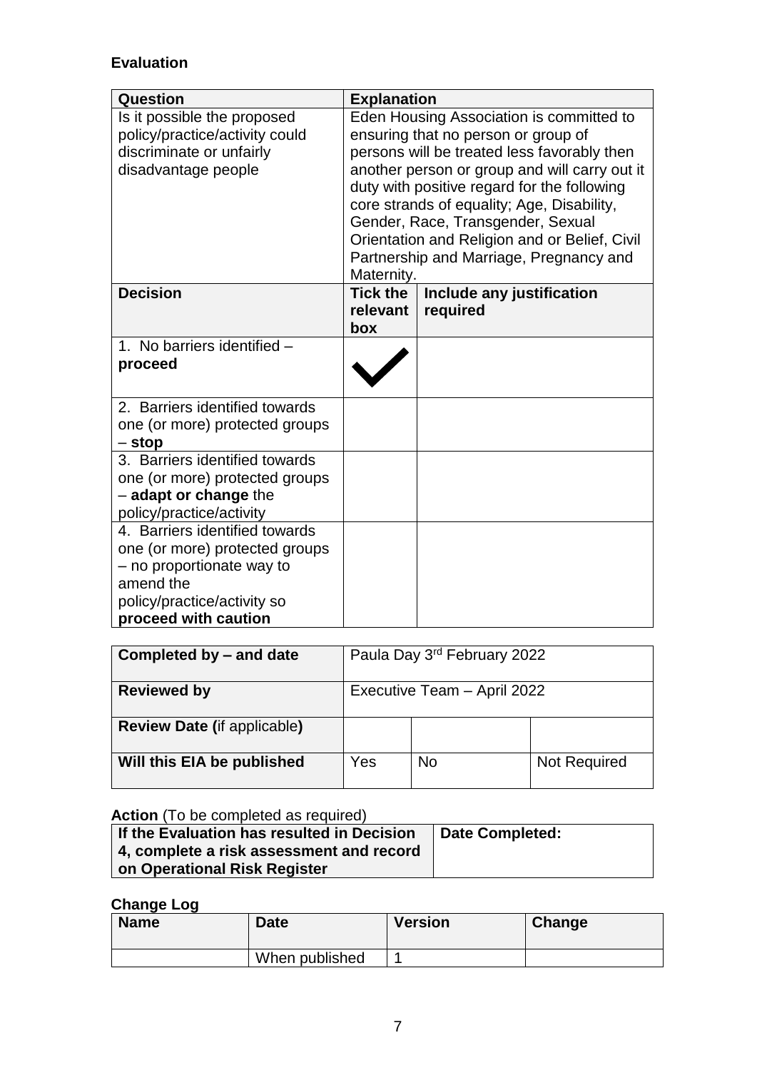**Evaluation**

| Question | Explanation | |
|---|---|---|
| Is it possible the proposed policy/practice/activity could discriminate or unfairly disadvantage people | Eden Housing Association is committed to ensuring that no person or group of persons will be treated less favorably then another person or group and will carry out it duty with positive regard for the following core strands of equality; Age, Disability, Gender, Race, Transgender, Sexual Orientation and Religion and or Belief, Civil Partnership and Marriage, Pregnancy and Maternity. | |
| **Decision** | **Tick the relevant box** | **Include any justification required** |
| 1. No barriers identified – **proceed** | ✓ | |
| 2. Barriers identified towards one (or more) protected groups – **stop** | | |
| 3. Barriers identified towards one (or more) protected groups – **adapt or change** the policy/practice/activity | | |
| 4. Barriers identified towards one (or more) protected groups – no proportionate way to amend the policy/practice/activity so **proceed with caution** | | |

| | | | |
|---|---|---|---|
| **Completed by – and date** | Paula Day 3rd February 2022 | | |
| **Reviewed by** | Executive Team – April 2022 | | |
| **Review Date (**if applicable**)** | | | |
| **Will this EIA be published** | Yes | No | Not Required |

**Action** (To be completed as required)

| | |
|---|---|
| **If the Evaluation has resulted in Decision 4, complete a risk assessment and record on Operational Risk Register** | **Date Completed:** |

**Change Log**

| Name | Date | Version | Change |
|---|---|---|---|
| | When published | 1 | |